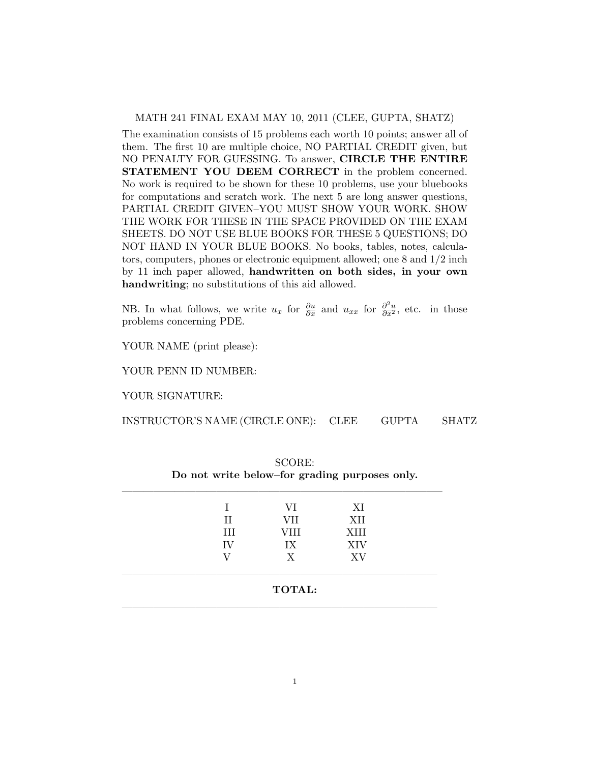MATH 241 FINAL EXAM MAY 10, 2011 (CLEE, GUPTA, SHATZ)

The examination consists of 15 problems each worth 10 points; answer all of them. The first 10 are multiple choice, NO PARTIAL CREDIT given, but NO PENALTY FOR GUESSING. To answer, **CIRCLE THE ENTIRE STATEMENT YOU DEEM CORRECT** in the problem concerned. No work is required to be shown for these 10 problems, use your bluebooks for computations and scratch work. The next 5 are long answer questions, PARTIAL CREDIT GIVEN–YOU MUST SHOW YOUR WORK. SHOW THE WORK FOR THESE IN THE SPACE PROVIDED ON THE EXAM SHEETS. DO NOT USE BLUE BOOKS FOR THESE 5 QUESTIONS; DO NOT HAND IN YOUR BLUE BOOKS. No books, tables, notes, calculators, computers, phones or electronic equipment allowed; one 8 and 1/2 inch by 11 inch paper allowed, **handwritten on both sides, in your own handwriting**; no substitutions of this aid allowed.

NB. In what follows, we write $u_x$ for $\frac{\partial u}{\partial x}$ and $u_{xx}$ for $\frac{\partial^2 u}{\partial x^2}$, etc. in those problems concerning PDE.

YOUR NAME (print please):

YOUR PENN ID NUMBER:

YOUR SIGNATURE:

INSTRUCTOR'S NAME (CIRCLE ONE): CLEE GUPTA SHATZ

SCORE:

**Do not write below–for grading purposes only.**

| | | |
|---|---|---|
| I | VI | XI |
| II | VII | XII |
| III | VIII | XIII |
| IV | IX | XIV |
| V | X | XV |

**TOTAL:**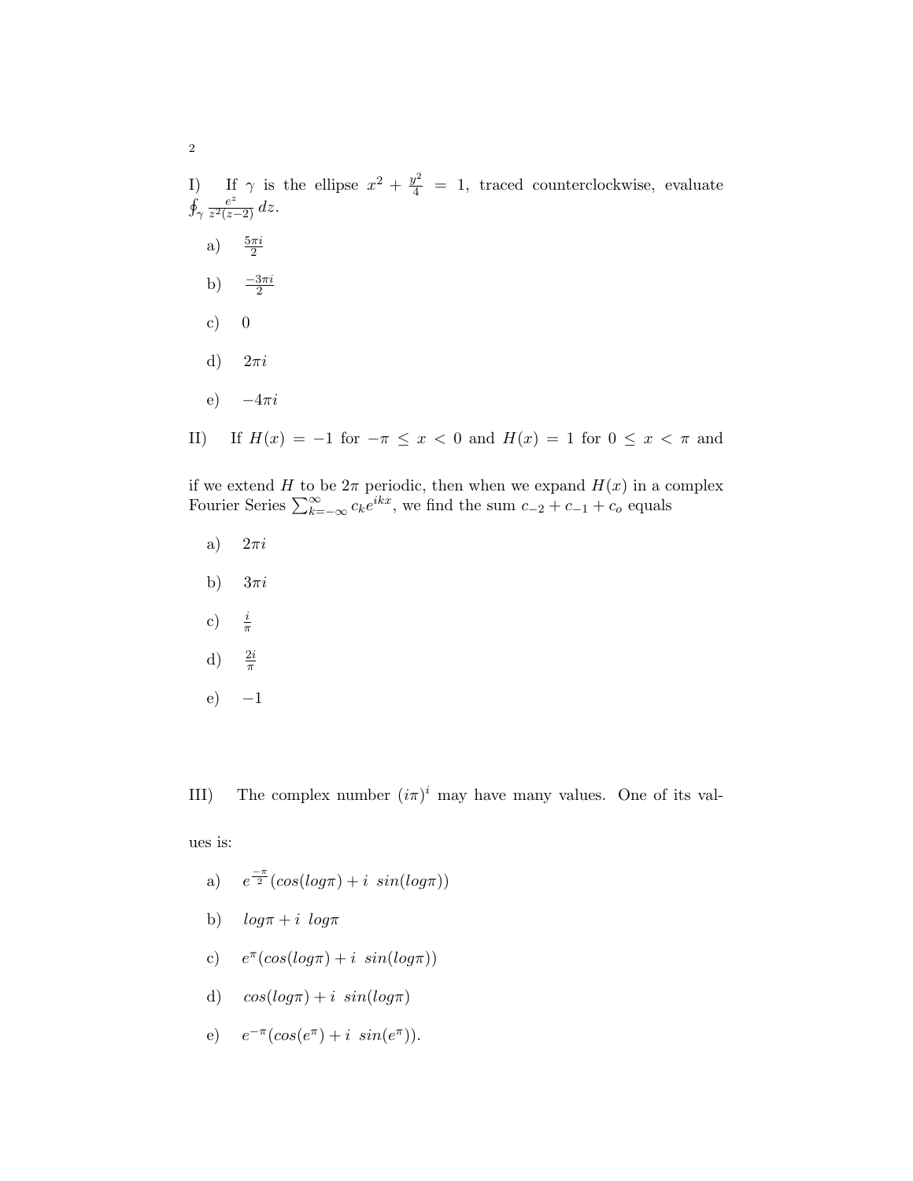I) If $\gamma$ is the ellipse $x^2 + \frac{y^2}{4} = 1$, traced counterclockwise, evaluate $\oint_\gamma \frac{e^z}{z^2(z-2)}\,dz$.

a) $\frac{5\pi i}{2}$

b) $\frac{-3\pi i}{2}$

c) $0$

d) $2\pi i$

e) $-4\pi i$

II) If $H(x) = -1$ for $-\pi \le x < 0$ and $H(x) = 1$ for $0 \le x < \pi$ and if we extend $H$ to be $2\pi$ periodic, then when we expand $H(x)$ in a complex Fourier Series $\sum_{k=-\infty}^{\infty} c_k e^{ikx}$, we find the sum $c_{-2} + c_{-1} + c_o$ equals

a) $2\pi i$

b) $3\pi i$

c) $\frac{i}{\pi}$

d) $\frac{2i}{\pi}$

e) $-1$

III) The complex number $(i\pi)^i$ may have many values. One of its values is:

a) $e^{\frac{-\pi}{2}}(cos(log\pi) + i\ sin(log\pi))$

b) $log\pi + i\ log\pi$

c) $e^{\pi}(cos(log\pi) + i\ sin(log\pi))$

d) $cos(log\pi) + i\ sin(log\pi)$

e) $e^{-\pi}(cos(e^{\pi}) + i\ sin(e^{\pi}))$.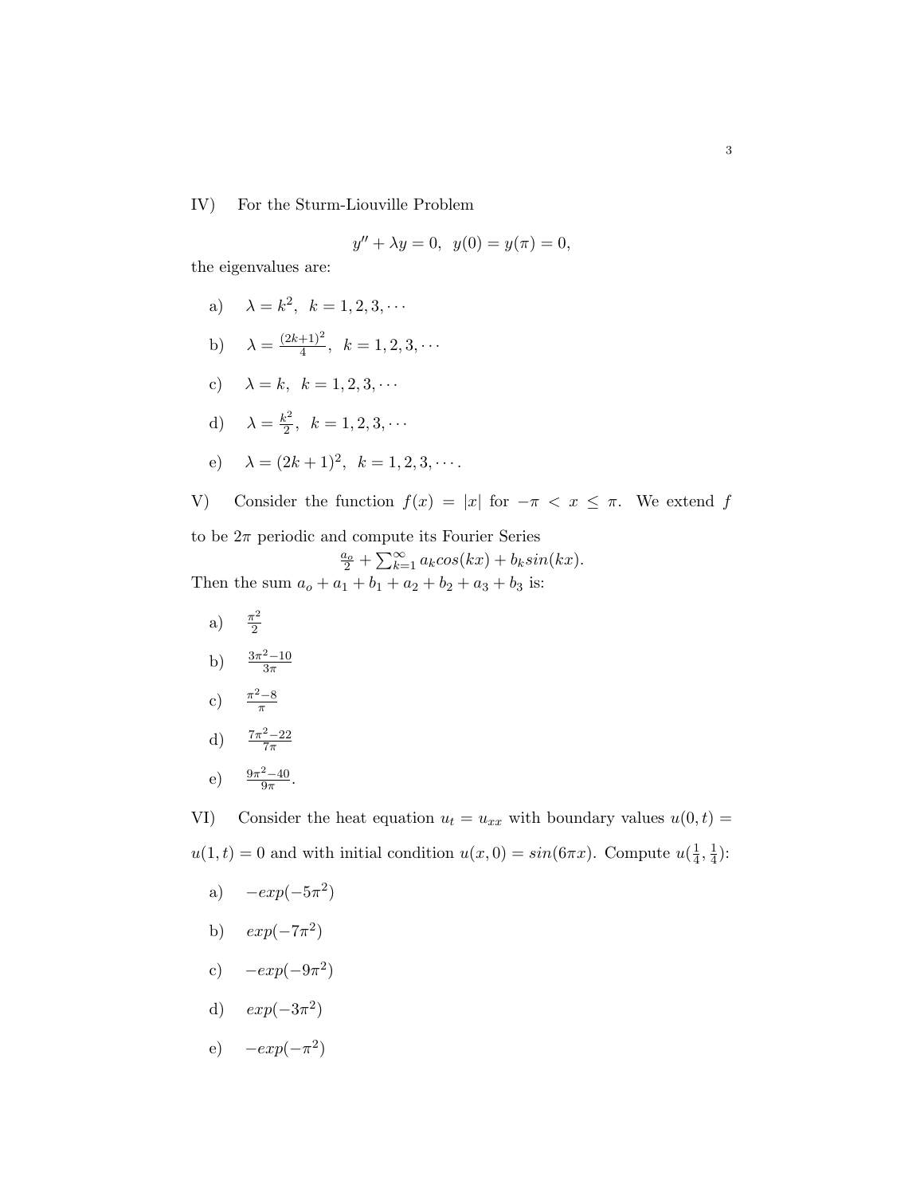IV) For the Sturm-Liouville Problem

$$y'' + \lambda y = 0, \;\; y(0) = y(\pi) = 0,$$

the eigenvalues are:

a) $\lambda = k^2, \;\; k = 1, 2, 3, \cdots$

b) $\lambda = \frac{(2k+1)^2}{4}, \;\; k = 1, 2, 3, \cdots$

c) $\lambda = k, \;\; k = 1, 2, 3, \cdots$

d) $\lambda = \frac{k^2}{2}, \;\; k = 1, 2, 3, \cdots$

e) $\lambda = (2k+1)^2, \;\; k = 1, 2, 3, \cdots.$

V) Consider the function $f(x) = |x|$ for $-\pi < x \leq \pi$. We extend $f$ to be $2\pi$ periodic and compute its Fourier Series

$$\frac{a_o}{2} + \sum_{k=1}^{\infty} a_k cos(kx) + b_k sin(kx).$$

Then the sum $a_o + a_1 + b_1 + a_2 + b_2 + a_3 + b_3$ is:

a) $\frac{\pi^2}{2}$

b) $\frac{3\pi^2 - 10}{3\pi}$

c) $\frac{\pi^2 - 8}{\pi}$

d) $\frac{7\pi^2 - 22}{7\pi}$

e) $\frac{9\pi^2 - 40}{9\pi}$.

VI) Consider the heat equation $u_t = u_{xx}$ with boundary values $u(0, t) = u(1, t) = 0$ and with initial condition $u(x, 0) = sin(6\pi x)$. Compute $u(\frac{1}{4}, \frac{1}{4})$:

a) $-exp(-5\pi^2)$

b) $exp(-7\pi^2)$

c) $-exp(-9\pi^2)$

d) $exp(-3\pi^2)$

e) $-exp(-\pi^2)$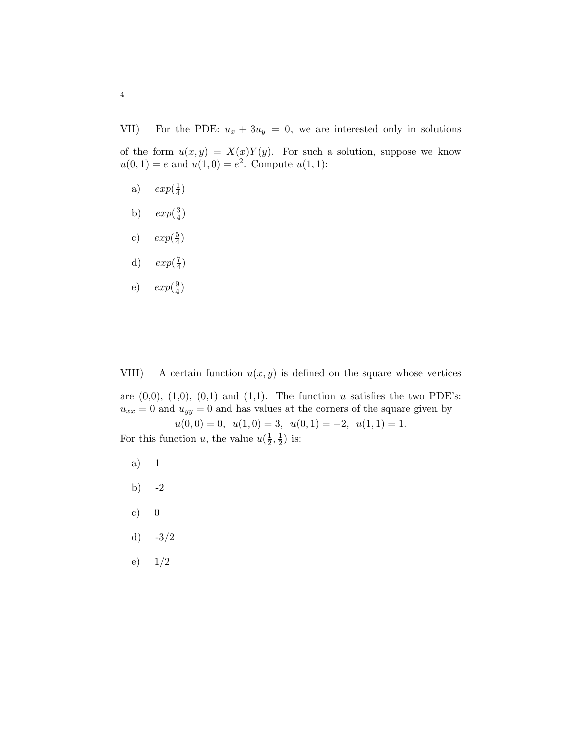VII) For the PDE: $u_x + 3u_y = 0$, we are interested only in solutions of the form $u(x, y) = X(x)Y(y)$. For such a solution, suppose we know $u(0, 1) = e$ and $u(1, 0) = e^2$. Compute $u(1, 1)$:

a) $exp(\frac{1}{4})$

b) $exp(\frac{3}{4})$

c) $exp(\frac{5}{4})$

d) $exp(\frac{7}{4})$

e) $exp(\frac{9}{4})$

VIII) A certain function $u(x, y)$ is defined on the square whose vertices are (0,0), (1,0), (0,1) and (1,1). The function $u$ satisfies the two PDE's: $u_{xx} = 0$ and $u_{yy} = 0$ and has values at the corners of the square given by

$$u(0, 0) = 0, \ \ u(1, 0) = 3, \ \ u(0, 1) = -2, \ \ u(1, 1) = 1.$$

For this function $u$, the value $u(\frac{1}{2}, \frac{1}{2})$ is:

a) 1

b) -2

c) 0

d) -3/2

e) 1/2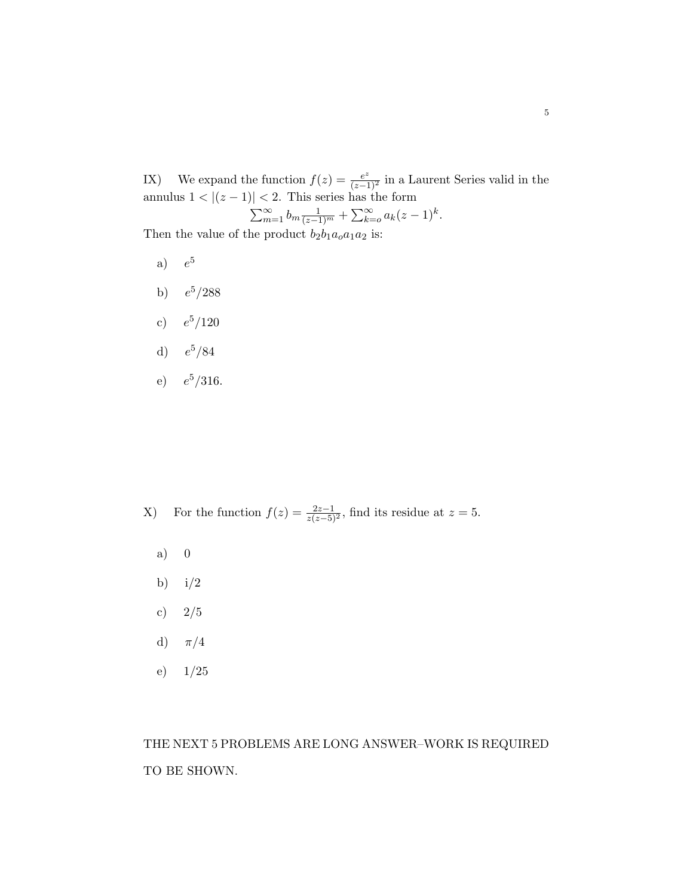IX) We expand the function $f(z) = \frac{e^z}{(z-1)^2}$ in a Laurent Series valid in the annulus $1 < |(z-1)| < 2$. This series has the form

$$\sum_{m=1}^{\infty} b_m \frac{1}{(z-1)^m} + \sum_{k=o}^{\infty} a_k (z-1)^k.$$

Then the value of the product $b_2 b_1 a_o a_1 a_2$ is:

a) $e^5$

b) $e^5/288$

c) $e^5/120$

d) $e^5/84$

e) $e^5/316$.

X) For the function $f(z) = \frac{2z-1}{z(z-5)^2}$, find its residue at $z = 5$.

a) 0

b) i/2

c) 2/5

d) $\pi/4$

e) 1/25

THE NEXT 5 PROBLEMS ARE LONG ANSWER–WORK IS REQUIRED TO BE SHOWN.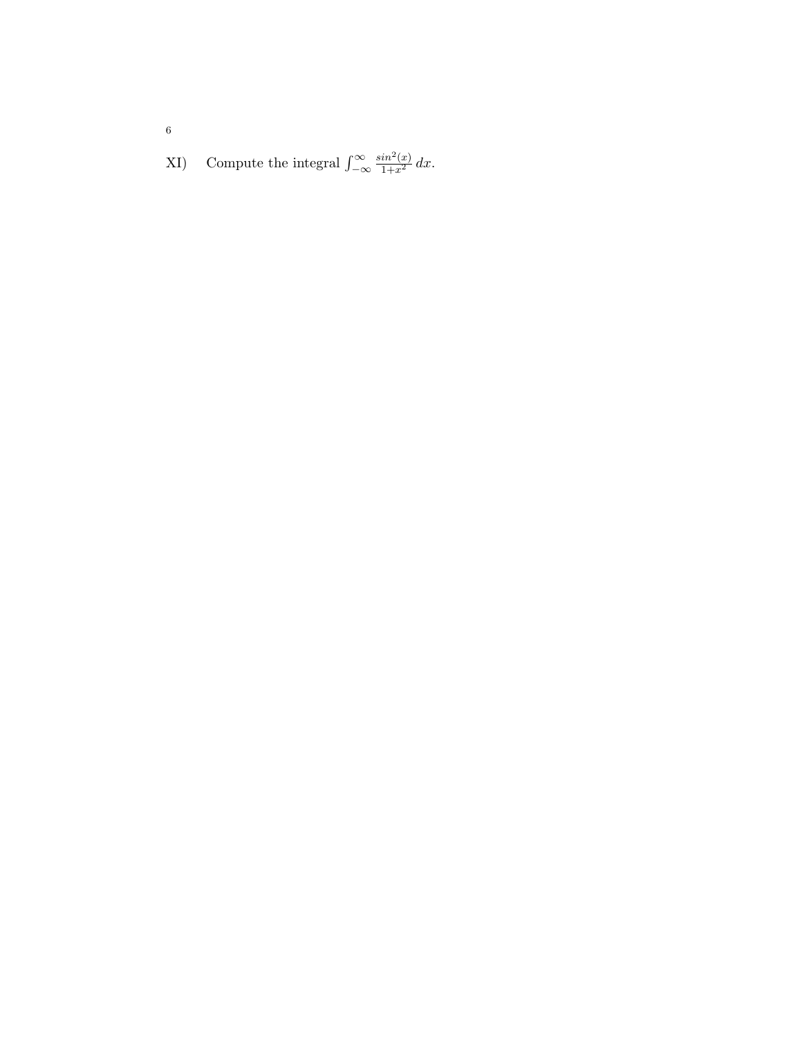XI) Compute the integral $\int_{-\infty}^{\infty} \frac{sin^2(x)}{1+x^2}\, dx$.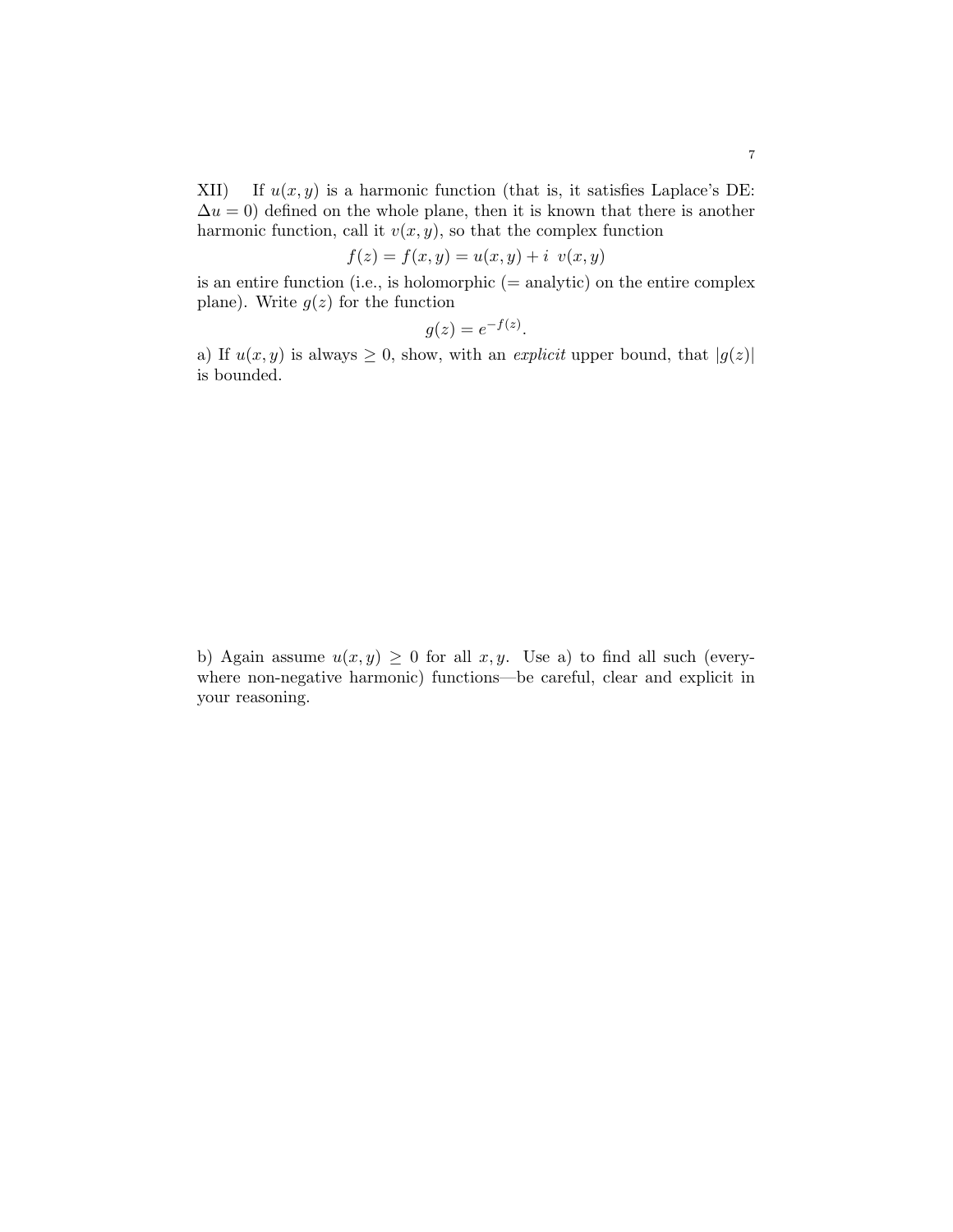XII) If $u(x, y)$ is a harmonic function (that is, it satisfies Laplace's DE: $\Delta u = 0$) defined on the whole plane, then it is known that there is another harmonic function, call it $v(x, y)$, so that the complex function

$$f(z) = f(x, y) = u(x, y) + i \ v(x, y)$$

is an entire function (i.e., is holomorphic (= analytic) on the entire complex plane). Write $g(z)$ for the function

$$g(z) = e^{-f(z)}.$$

a) If $u(x, y)$ is always $\geq 0$, show, with an *explicit* upper bound, that $|g(z)|$ is bounded.

b) Again assume $u(x, y) \geq 0$ for all $x, y$. Use a) to find all such (everywhere non-negative harmonic) functions—be careful, clear and explicit in your reasoning.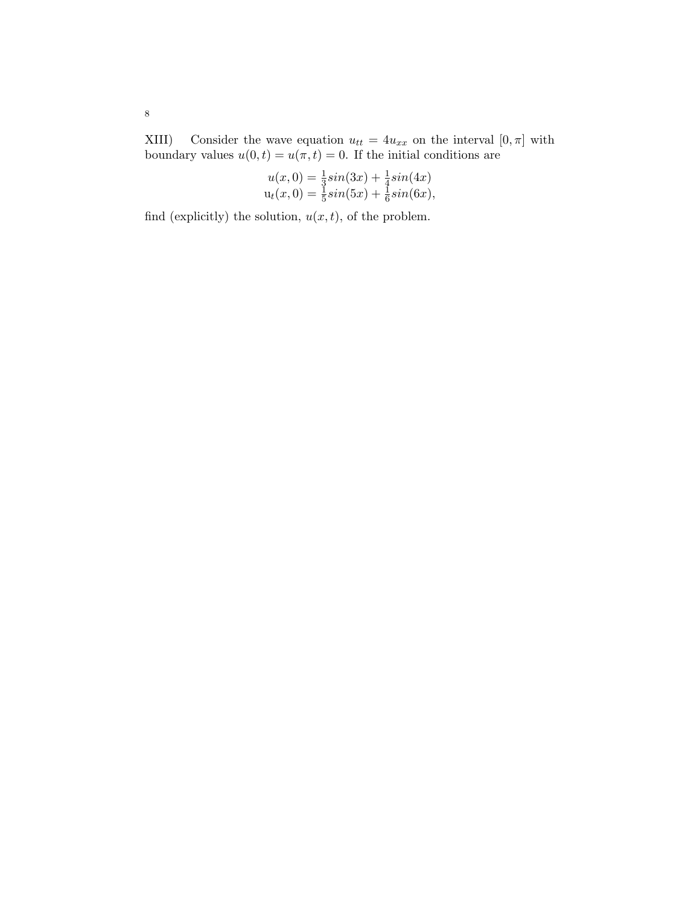XIII) Consider the wave equation $u_{tt} = 4u_{xx}$ on the interval $[0, \pi]$ with boundary values $u(0,t) = u(\pi, t) = 0$. If the initial conditions are

$$
\begin{aligned}
u(x,0) &= \tfrac{1}{3}sin(3x) + \tfrac{1}{4}sin(4x) \\
u_t(x,0) &= \tfrac{1}{5}sin(5x) + \tfrac{1}{6}sin(6x),
\end{aligned}
$$

find (explicitly) the solution, $u(x,t)$, of the problem.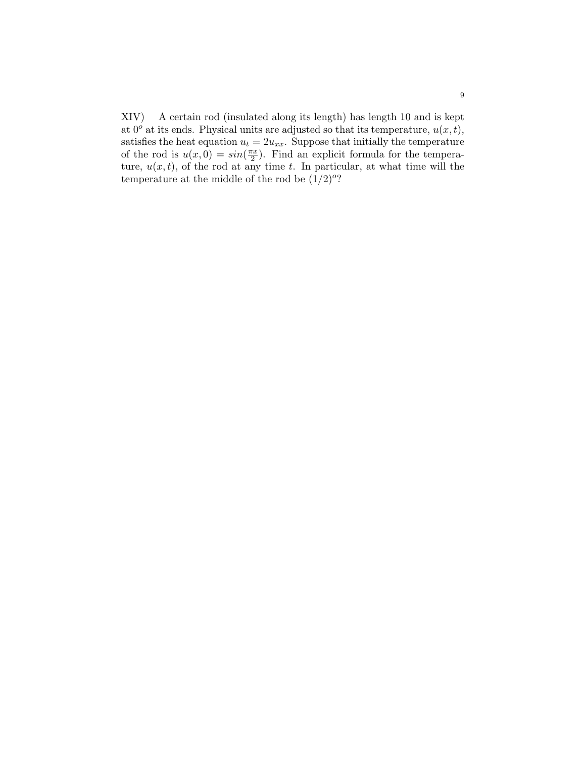XIV) A certain rod (insulated along its length) has length 10 and is kept at $0^o$ at its ends. Physical units are adjusted so that its temperature, $u(x,t)$, satisfies the heat equation $u_t = 2u_{xx}$. Suppose that initially the temperature of the rod is $u(x,0) = sin(\frac{\pi x}{2})$. Find an explicit formula for the temperature, $u(x,t)$, of the rod at any time $t$. In particular, at what time will the temperature at the middle of the rod be $(1/2)^o$?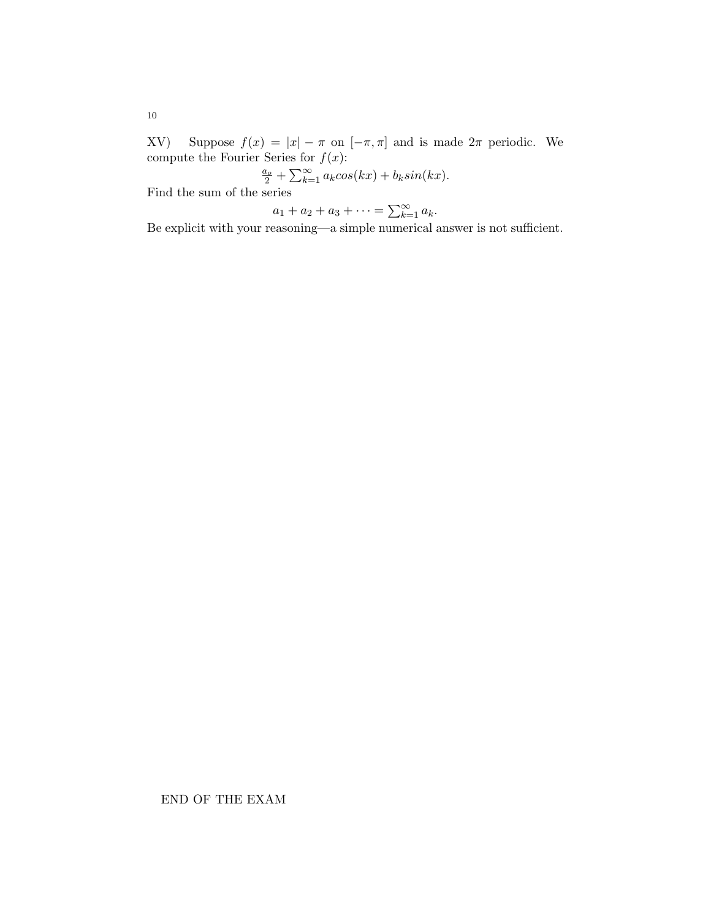XV) Suppose $f(x) = |x| - \pi$ on $[-\pi, \pi]$ and is made $2\pi$ periodic. We compute the Fourier Series for $f(x)$:

$$\frac{a_o}{2} + \sum_{k=1}^{\infty} a_k cos(kx) + b_k sin(kx).$$

Find the sum of the series

$$a_1 + a_2 + a_3 + \cdots = \sum_{k=1}^{\infty} a_k.$$

Be explicit with your reasoning—a simple numerical answer is not sufficient.

END OF THE EXAM